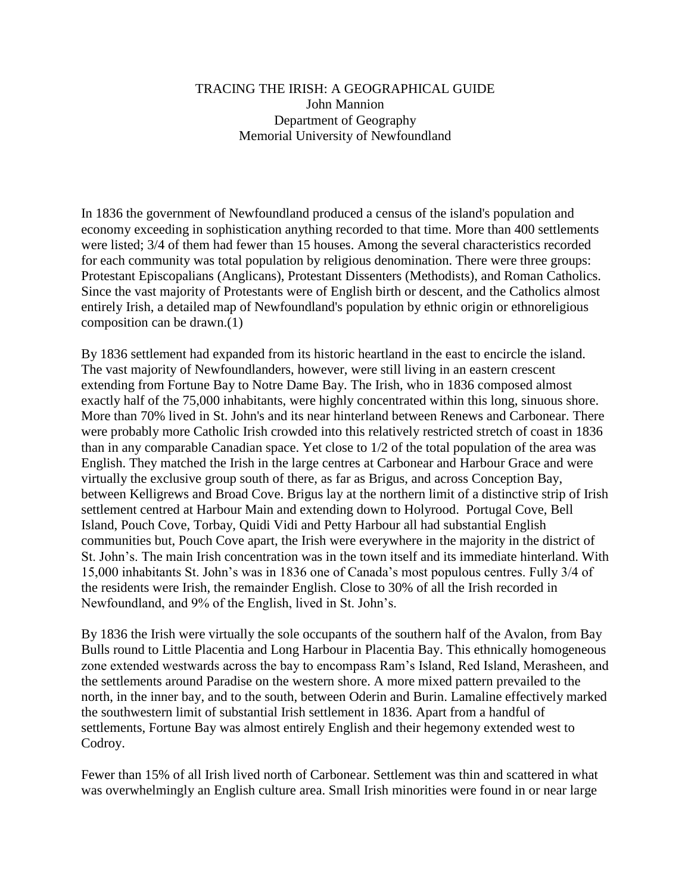# TRACING THE IRISH: A GEOGRAPHICAL GUIDE

John Mannion
Department of Geography
Memorial University of Newfoundland

In 1836 the government of Newfoundland produced a census of the island's population and economy exceeding in sophistication anything recorded to that time. More than 400 settlements were listed; 3/4 of them had fewer than 15 houses. Among the several characteristics recorded for each community was total population by religious denomination. There were three groups: Protestant Episcopalians (Anglicans), Protestant Dissenters (Methodists), and Roman Catholics. Since the vast majority of Protestants were of English birth or descent, and the Catholics almost entirely Irish, a detailed map of Newfoundland's population by ethnic origin or ethnoreligious composition can be drawn.(1)

By 1836 settlement had expanded from its historic heartland in the east to encircle the island. The vast majority of Newfoundlanders, however, were still living in an eastern crescent extending from Fortune Bay to Notre Dame Bay. The Irish, who in 1836 composed almost exactly half of the 75,000 inhabitants, were highly concentrated within this long, sinuous shore. More than 70% lived in St. John's and its near hinterland between Renews and Carbonear. There were probably more Catholic Irish crowded into this relatively restricted stretch of coast in 1836 than in any comparable Canadian space. Yet close to 1/2 of the total population of the area was English. They matched the Irish in the large centres at Carbonear and Harbour Grace and were virtually the exclusive group south of there, as far as Brigus, and across Conception Bay, between Kelligrews and Broad Cove. Brigus lay at the northern limit of a distinctive strip of Irish settlement centred at Harbour Main and extending down to Holyrood. Portugal Cove, Bell Island, Pouch Cove, Torbay, Quidi Vidi and Petty Harbour all had substantial English communities but, Pouch Cove apart, the Irish were everywhere in the majority in the district of St. John's. The main Irish concentration was in the town itself and its immediate hinterland. With 15,000 inhabitants St. John's was in 1836 one of Canada's most populous centres. Fully 3/4 of the residents were Irish, the remainder English. Close to 30% of all the Irish recorded in Newfoundland, and 9% of the English, lived in St. John's.

By 1836 the Irish were virtually the sole occupants of the southern half of the Avalon, from Bay Bulls round to Little Placentia and Long Harbour in Placentia Bay. This ethnically homogeneous zone extended westwards across the bay to encompass Ram's Island, Red Island, Merasheen, and the settlements around Paradise on the western shore. A more mixed pattern prevailed to the north, in the inner bay, and to the south, between Oderin and Burin. Lamaline effectively marked the southwestern limit of substantial Irish settlement in 1836. Apart from a handful of settlements, Fortune Bay was almost entirely English and their hegemony extended west to Codroy.

Fewer than 15% of all Irish lived north of Carbonear. Settlement was thin and scattered in what was overwhelmingly an English culture area. Small Irish minorities were found in or near large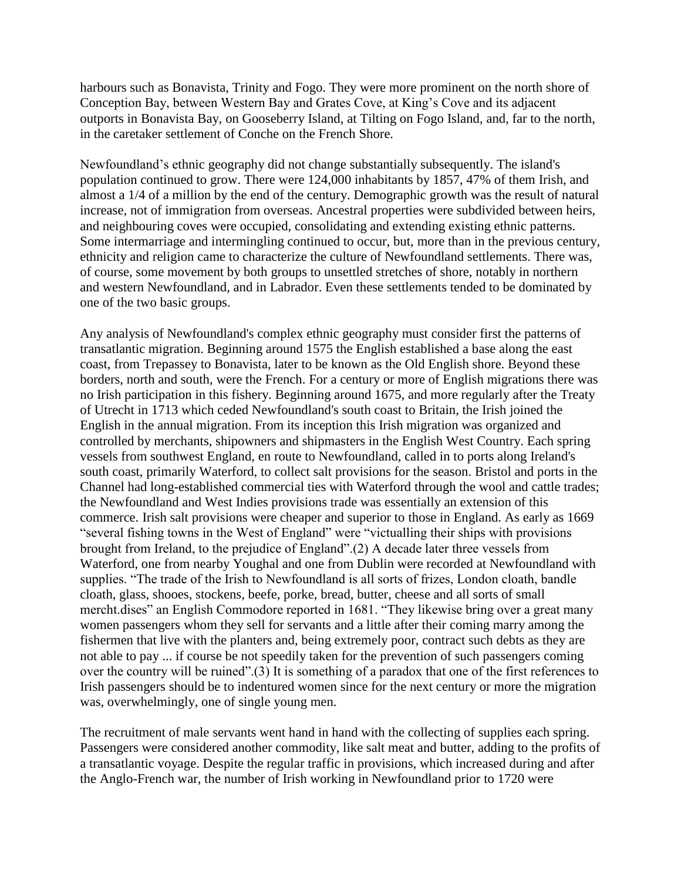harbours such as Bonavista, Trinity and Fogo. They were more prominent on the north shore of Conception Bay, between Western Bay and Grates Cove, at King's Cove and its adjacent outports in Bonavista Bay, on Gooseberry Island, at Tilting on Fogo Island, and, far to the north, in the caretaker settlement of Conche on the French Shore.

Newfoundland's ethnic geography did not change substantially subsequently. The island's population continued to grow. There were 124,000 inhabitants by 1857, 47% of them Irish, and almost a 1/4 of a million by the end of the century. Demographic growth was the result of natural increase, not of immigration from overseas. Ancestral properties were subdivided between heirs, and neighbouring coves were occupied, consolidating and extending existing ethnic patterns. Some intermarriage and intermingling continued to occur, but, more than in the previous century, ethnicity and religion came to characterize the culture of Newfoundland settlements. There was, of course, some movement by both groups to unsettled stretches of shore, notably in northern and western Newfoundland, and in Labrador. Even these settlements tended to be dominated by one of the two basic groups.

Any analysis of Newfoundland's complex ethnic geography must consider first the patterns of transatlantic migration. Beginning around 1575 the English established a base along the east coast, from Trepassey to Bonavista, later to be known as the Old English shore. Beyond these borders, north and south, were the French. For a century or more of English migrations there was no Irish participation in this fishery. Beginning around 1675, and more regularly after the Treaty of Utrecht in 1713 which ceded Newfoundland's south coast to Britain, the Irish joined the English in the annual migration. From its inception this Irish migration was organized and controlled by merchants, shipowners and shipmasters in the English West Country. Each spring vessels from southwest England, en route to Newfoundland, called in to ports along Ireland's south coast, primarily Waterford, to collect salt provisions for the season. Bristol and ports in the Channel had long-established commercial ties with Waterford through the wool and cattle trades; the Newfoundland and West Indies provisions trade was essentially an extension of this commerce. Irish salt provisions were cheaper and superior to those in England. As early as 1669 "several fishing towns in the West of England" were "victualling their ships with provisions brought from Ireland, to the prejudice of England".(2) A decade later three vessels from Waterford, one from nearby Youghal and one from Dublin were recorded at Newfoundland with supplies. "The trade of the Irish to Newfoundland is all sorts of frizes, London cloath, bandle cloath, glass, shooes, stockens, beefe, porke, bread, butter, cheese and all sorts of small mercht.dises" an English Commodore reported in 1681. "They likewise bring over a great many women passengers whom they sell for servants and a little after their coming marry among the fishermen that live with the planters and, being extremely poor, contract such debts as they are not able to pay ... if course be not speedily taken for the prevention of such passengers coming over the country will be ruined".(3) It is something of a paradox that one of the first references to Irish passengers should be to indentured women since for the next century or more the migration was, overwhelmingly, one of single young men.

The recruitment of male servants went hand in hand with the collecting of supplies each spring. Passengers were considered another commodity, like salt meat and butter, adding to the profits of a transatlantic voyage. Despite the regular traffic in provisions, which increased during and after the Anglo-French war, the number of Irish working in Newfoundland prior to 1720 were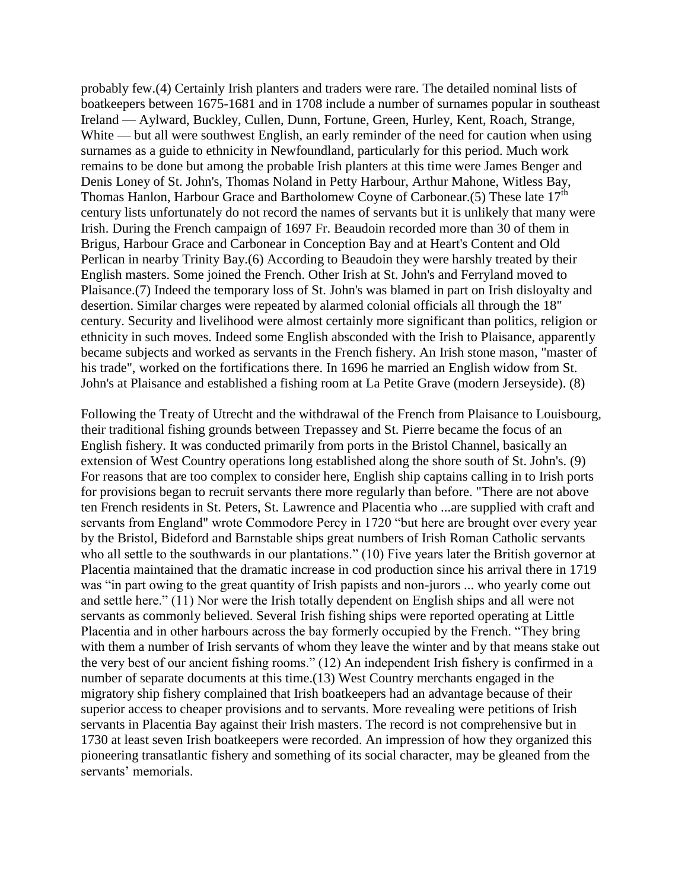probably few.(4) Certainly Irish planters and traders were rare. The detailed nominal lists of boatkeepers between 1675-1681 and in 1708 include a number of surnames popular in southeast Ireland — Aylward, Buckley, Cullen, Dunn, Fortune, Green, Hurley, Kent, Roach, Strange, White — but all were southwest English, an early reminder of the need for caution when using surnames as a guide to ethnicity in Newfoundland, particularly for this period. Much work remains to be done but among the probable Irish planters at this time were James Benger and Denis Loney of St. John's, Thomas Noland in Petty Harbour, Arthur Mahone, Witless Bay, Thomas Hanlon, Harbour Grace and Bartholomew Coyne of Carbonear.(5) These late 17th century lists unfortunately do not record the names of servants but it is unlikely that many were Irish. During the French campaign of 1697 Fr. Beaudoin recorded more than 30 of them in Brigus, Harbour Grace and Carbonear in Conception Bay and at Heart's Content and Old Perlican in nearby Trinity Bay.(6) According to Beaudoin they were harshly treated by their English masters. Some joined the French. Other Irish at St. John's and Ferryland moved to Plaisance.(7) Indeed the temporary loss of St. John's was blamed in part on Irish disloyalty and desertion. Similar charges were repeated by alarmed colonial officials all through the 18" century. Security and livelihood were almost certainly more significant than politics, religion or ethnicity in such moves. Indeed some English absconded with the Irish to Plaisance, apparently became subjects and worked as servants in the French fishery. An Irish stone mason, "master of his trade", worked on the fortifications there. In 1696 he married an English widow from St. John's at Plaisance and established a fishing room at La Petite Grave (modern Jerseyside). (8)

Following the Treaty of Utrecht and the withdrawal of the French from Plaisance to Louisbourg, their traditional fishing grounds between Trepassey and St. Pierre became the focus of an English fishery. It was conducted primarily from ports in the Bristol Channel, basically an extension of West Country operations long established along the shore south of St. John's. (9) For reasons that are too complex to consider here, English ship captains calling in to Irish ports for provisions began to recruit servants there more regularly than before. "There are not above ten French residents in St. Peters, St. Lawrence and Placentia who ...are supplied with craft and servants from England" wrote Commodore Percy in 1720 "but here are brought over every year by the Bristol, Bideford and Barnstable ships great numbers of Irish Roman Catholic servants who all settle to the southwards in our plantations." (10) Five years later the British governor at Placentia maintained that the dramatic increase in cod production since his arrival there in 1719 was "in part owing to the great quantity of Irish papists and non-jurors ... who yearly come out and settle here." (11) Nor were the Irish totally dependent on English ships and all were not servants as commonly believed. Several Irish fishing ships were reported operating at Little Placentia and in other harbours across the bay formerly occupied by the French. "They bring with them a number of Irish servants of whom they leave the winter and by that means stake out the very best of our ancient fishing rooms." (12) An independent Irish fishery is confirmed in a number of separate documents at this time.(13) West Country merchants engaged in the migratory ship fishery complained that Irish boatkeepers had an advantage because of their superior access to cheaper provisions and to servants. More revealing were petitions of Irish servants in Placentia Bay against their Irish masters. The record is not comprehensive but in 1730 at least seven Irish boatkeepers were recorded. An impression of how they organized this pioneering transatlantic fishery and something of its social character, may be gleaned from the servants' memorials.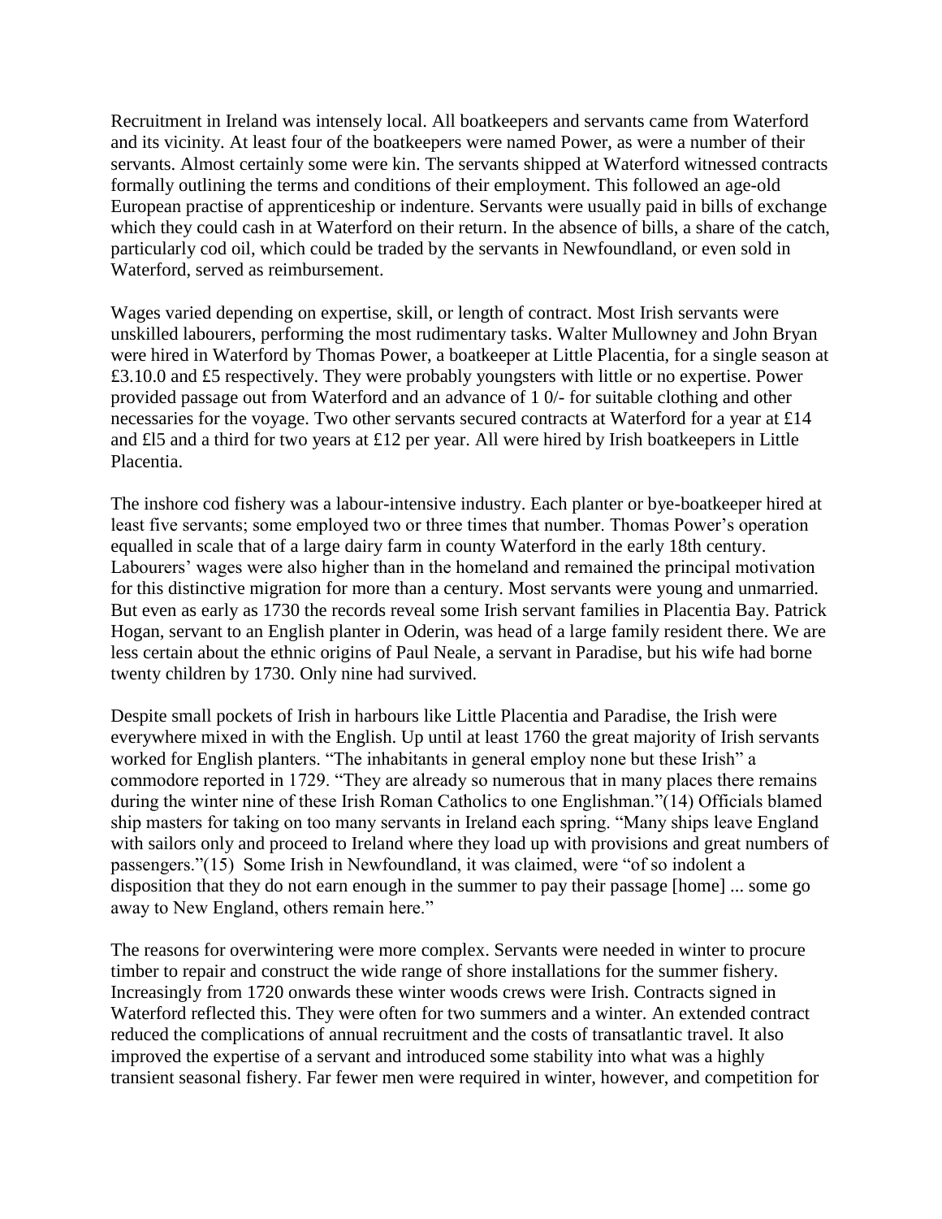Recruitment in Ireland was intensely local. All boatkeepers and servants came from Waterford and its vicinity. At least four of the boatkeepers were named Power, as were a number of their servants. Almost certainly some were kin. The servants shipped at Waterford witnessed contracts formally outlining the terms and conditions of their employment. This followed an age-old European practise of apprenticeship or indenture. Servants were usually paid in bills of exchange which they could cash in at Waterford on their return. In the absence of bills, a share of the catch, particularly cod oil, which could be traded by the servants in Newfoundland, or even sold in Waterford, served as reimbursement.

Wages varied depending on expertise, skill, or length of contract. Most Irish servants were unskilled labourers, performing the most rudimentary tasks. Walter Mullowney and John Bryan were hired in Waterford by Thomas Power, a boatkeeper at Little Placentia, for a single season at £3.10.0 and £5 respectively. They were probably youngsters with little or no expertise. Power provided passage out from Waterford and an advance of 1 0/- for suitable clothing and other necessaries for the voyage. Two other servants secured contracts at Waterford for a year at £14 and £l5 and a third for two years at £12 per year. All were hired by Irish boatkeepers in Little Placentia.

The inshore cod fishery was a labour-intensive industry. Each planter or bye-boatkeeper hired at least five servants; some employed two or three times that number. Thomas Power's operation equalled in scale that of a large dairy farm in county Waterford in the early 18th century. Labourers' wages were also higher than in the homeland and remained the principal motivation for this distinctive migration for more than a century. Most servants were young and unmarried. But even as early as 1730 the records reveal some Irish servant families in Placentia Bay. Patrick Hogan, servant to an English planter in Oderin, was head of a large family resident there. We are less certain about the ethnic origins of Paul Neale, a servant in Paradise, but his wife had borne twenty children by 1730. Only nine had survived.

Despite small pockets of Irish in harbours like Little Placentia and Paradise, the Irish were everywhere mixed in with the English. Up until at least 1760 the great majority of Irish servants worked for English planters. "The inhabitants in general employ none but these Irish" a commodore reported in 1729. "They are already so numerous that in many places there remains during the winter nine of these Irish Roman Catholics to one Englishman."(14) Officials blamed ship masters for taking on too many servants in Ireland each spring. "Many ships leave England with sailors only and proceed to Ireland where they load up with provisions and great numbers of passengers."(15) Some Irish in Newfoundland, it was claimed, were "of so indolent a disposition that they do not earn enough in the summer to pay their passage [home] ... some go away to New England, others remain here."

The reasons for overwintering were more complex. Servants were needed in winter to procure timber to repair and construct the wide range of shore installations for the summer fishery. Increasingly from 1720 onwards these winter woods crews were Irish. Contracts signed in Waterford reflected this. They were often for two summers and a winter. An extended contract reduced the complications of annual recruitment and the costs of transatlantic travel. It also improved the expertise of a servant and introduced some stability into what was a highly transient seasonal fishery. Far fewer men were required in winter, however, and competition for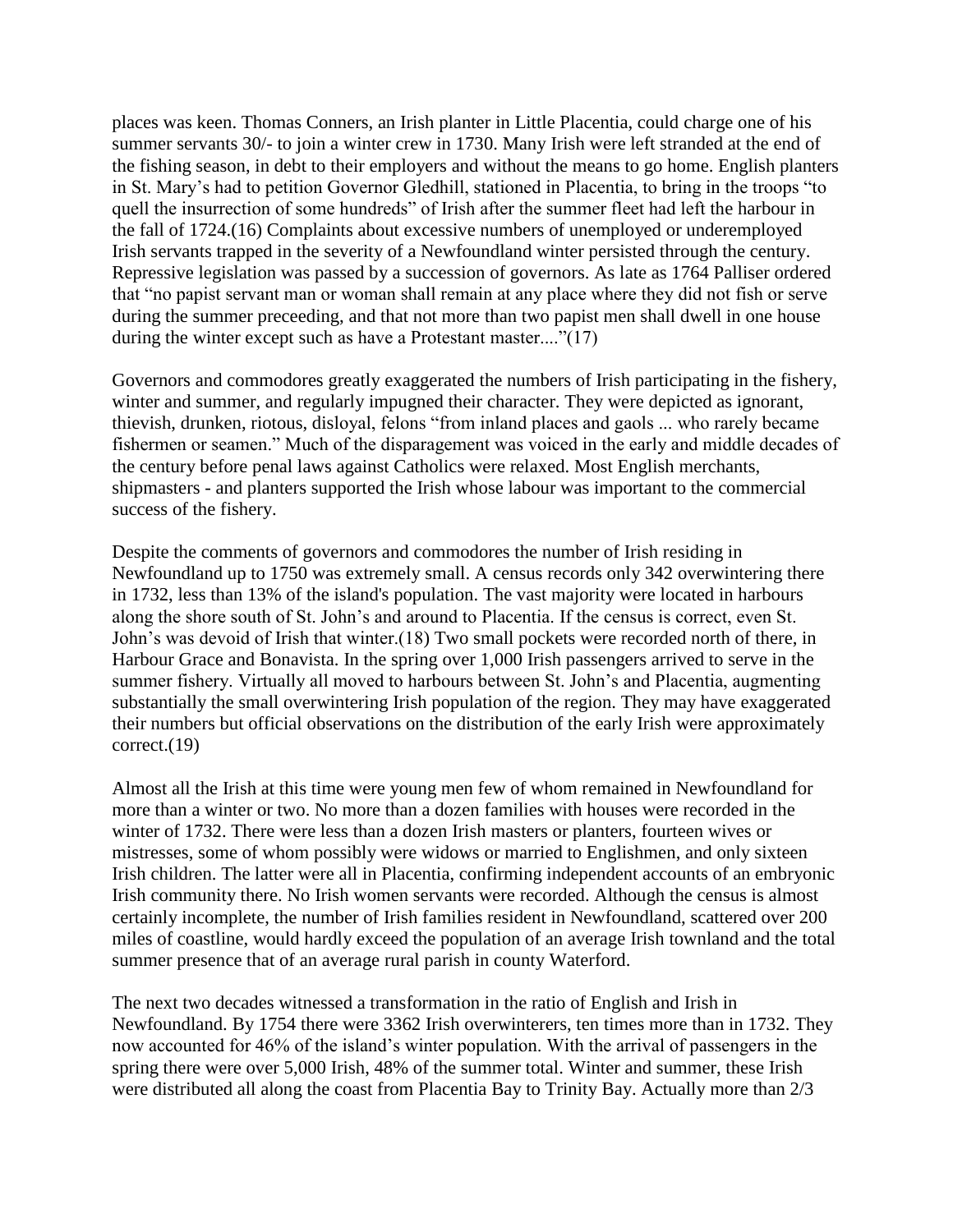places was keen. Thomas Conners, an Irish planter in Little Placentia, could charge one of his summer servants 30/- to join a winter crew in 1730. Many Irish were left stranded at the end of the fishing season, in debt to their employers and without the means to go home. English planters in St. Mary's had to petition Governor Gledhill, stationed in Placentia, to bring in the troops "to quell the insurrection of some hundreds" of Irish after the summer fleet had left the harbour in the fall of 1724.(16) Complaints about excessive numbers of unemployed or underemployed Irish servants trapped in the severity of a Newfoundland winter persisted through the century. Repressive legislation was passed by a succession of governors. As late as 1764 Palliser ordered that "no papist servant man or woman shall remain at any place where they did not fish or serve during the summer preceeding, and that not more than two papist men shall dwell in one house during the winter except such as have a Protestant master...."(17)

Governors and commodores greatly exaggerated the numbers of Irish participating in the fishery, winter and summer, and regularly impugned their character. They were depicted as ignorant, thievish, drunken, riotous, disloyal, felons "from inland places and gaols ... who rarely became fishermen or seamen." Much of the disparagement was voiced in the early and middle decades of the century before penal laws against Catholics were relaxed. Most English merchants, shipmasters - and planters supported the Irish whose labour was important to the commercial success of the fishery.

Despite the comments of governors and commodores the number of Irish residing in Newfoundland up to 1750 was extremely small. A census records only 342 overwintering there in 1732, less than 13% of the island's population. The vast majority were located in harbours along the shore south of St. John's and around to Placentia. If the census is correct, even St. John's was devoid of Irish that winter.(18) Two small pockets were recorded north of there, in Harbour Grace and Bonavista. In the spring over 1,000 Irish passengers arrived to serve in the summer fishery. Virtually all moved to harbours between St. John's and Placentia, augmenting substantially the small overwintering Irish population of the region. They may have exaggerated their numbers but official observations on the distribution of the early Irish were approximately correct.(19)

Almost all the Irish at this time were young men few of whom remained in Newfoundland for more than a winter or two. No more than a dozen families with houses were recorded in the winter of 1732. There were less than a dozen Irish masters or planters, fourteen wives or mistresses, some of whom possibly were widows or married to Englishmen, and only sixteen Irish children. The latter were all in Placentia, confirming independent accounts of an embryonic Irish community there. No Irish women servants were recorded. Although the census is almost certainly incomplete, the number of Irish families resident in Newfoundland, scattered over 200 miles of coastline, would hardly exceed the population of an average Irish townland and the total summer presence that of an average rural parish in county Waterford.

The next two decades witnessed a transformation in the ratio of English and Irish in Newfoundland. By 1754 there were 3362 Irish overwinterers, ten times more than in 1732. They now accounted for 46% of the island's winter population. With the arrival of passengers in the spring there were over 5,000 Irish, 48% of the summer total. Winter and summer, these Irish were distributed all along the coast from Placentia Bay to Trinity Bay. Actually more than 2/3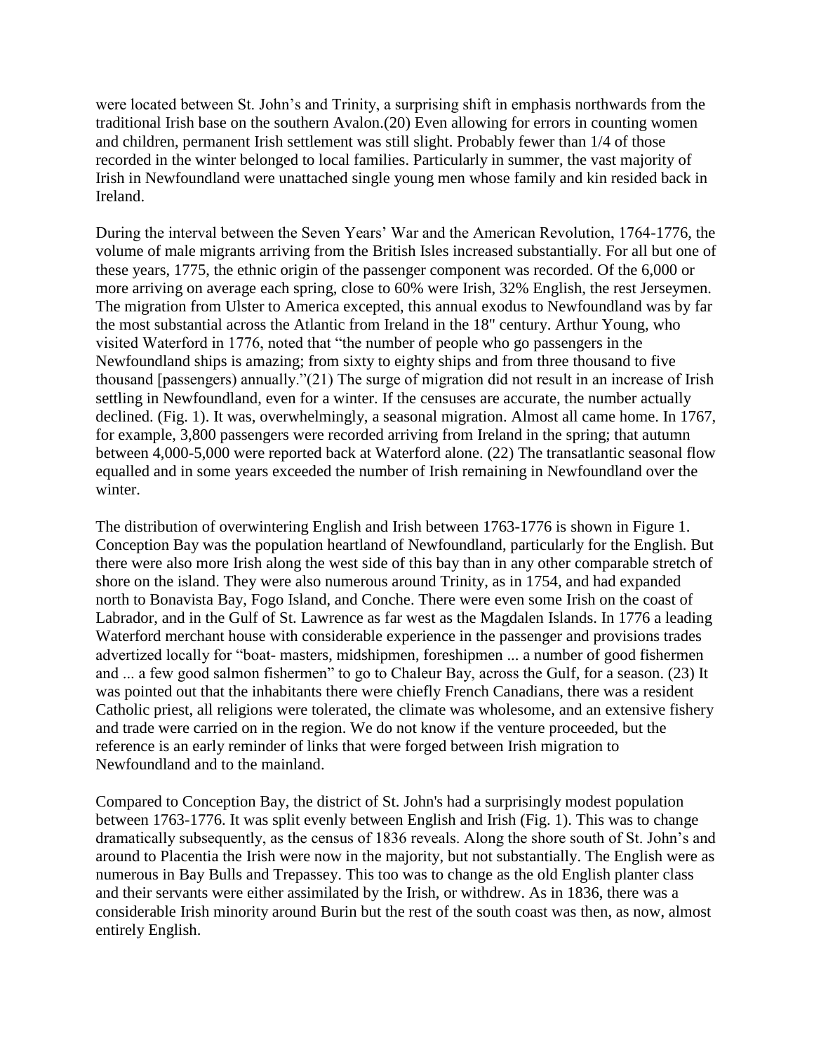were located between St. John's and Trinity, a surprising shift in emphasis northwards from the traditional Irish base on the southern Avalon.(20) Even allowing for errors in counting women and children, permanent Irish settlement was still slight. Probably fewer than 1/4 of those recorded in the winter belonged to local families. Particularly in summer, the vast majority of Irish in Newfoundland were unattached single young men whose family and kin resided back in Ireland.

During the interval between the Seven Years' War and the American Revolution, 1764-1776, the volume of male migrants arriving from the British Isles increased substantially. For all but one of these years, 1775, the ethnic origin of the passenger component was recorded. Of the 6,000 or more arriving on average each spring, close to 60% were Irish, 32% English, the rest Jerseymen. The migration from Ulster to America excepted, this annual exodus to Newfoundland was by far the most substantial across the Atlantic from Ireland in the 18" century. Arthur Young, who visited Waterford in 1776, noted that "the number of people who go passengers in the Newfoundland ships is amazing; from sixty to eighty ships and from three thousand to five thousand [passengers) annually."(21) The surge of migration did not result in an increase of Irish settling in Newfoundland, even for a winter. If the censuses are accurate, the number actually declined. (Fig. 1). It was, overwhelmingly, a seasonal migration. Almost all came home. In 1767, for example, 3,800 passengers were recorded arriving from Ireland in the spring; that autumn between 4,000-5,000 were reported back at Waterford alone. (22) The transatlantic seasonal flow equalled and in some years exceeded the number of Irish remaining in Newfoundland over the winter.

The distribution of overwintering English and Irish between 1763-1776 is shown in Figure 1. Conception Bay was the population heartland of Newfoundland, particularly for the English. But there were also more Irish along the west side of this bay than in any other comparable stretch of shore on the island. They were also numerous around Trinity, as in 1754, and had expanded north to Bonavista Bay, Fogo Island, and Conche. There were even some Irish on the coast of Labrador, and in the Gulf of St. Lawrence as far west as the Magdalen Islands. In 1776 a leading Waterford merchant house with considerable experience in the passenger and provisions trades advertized locally for "boat- masters, midshipmen, foreshipmen ... a number of good fishermen and ... a few good salmon fishermen" to go to Chaleur Bay, across the Gulf, for a season. (23) It was pointed out that the inhabitants there were chiefly French Canadians, there was a resident Catholic priest, all religions were tolerated, the climate was wholesome, and an extensive fishery and trade were carried on in the region. We do not know if the venture proceeded, but the reference is an early reminder of links that were forged between Irish migration to Newfoundland and to the mainland.

Compared to Conception Bay, the district of St. John's had a surprisingly modest population between 1763-1776. It was split evenly between English and Irish (Fig. 1). This was to change dramatically subsequently, as the census of 1836 reveals. Along the shore south of St. John's and around to Placentia the Irish were now in the majority, but not substantially. The English were as numerous in Bay Bulls and Trepassey. This too was to change as the old English planter class and their servants were either assimilated by the Irish, or withdrew. As in 1836, there was a considerable Irish minority around Burin but the rest of the south coast was then, as now, almost entirely English.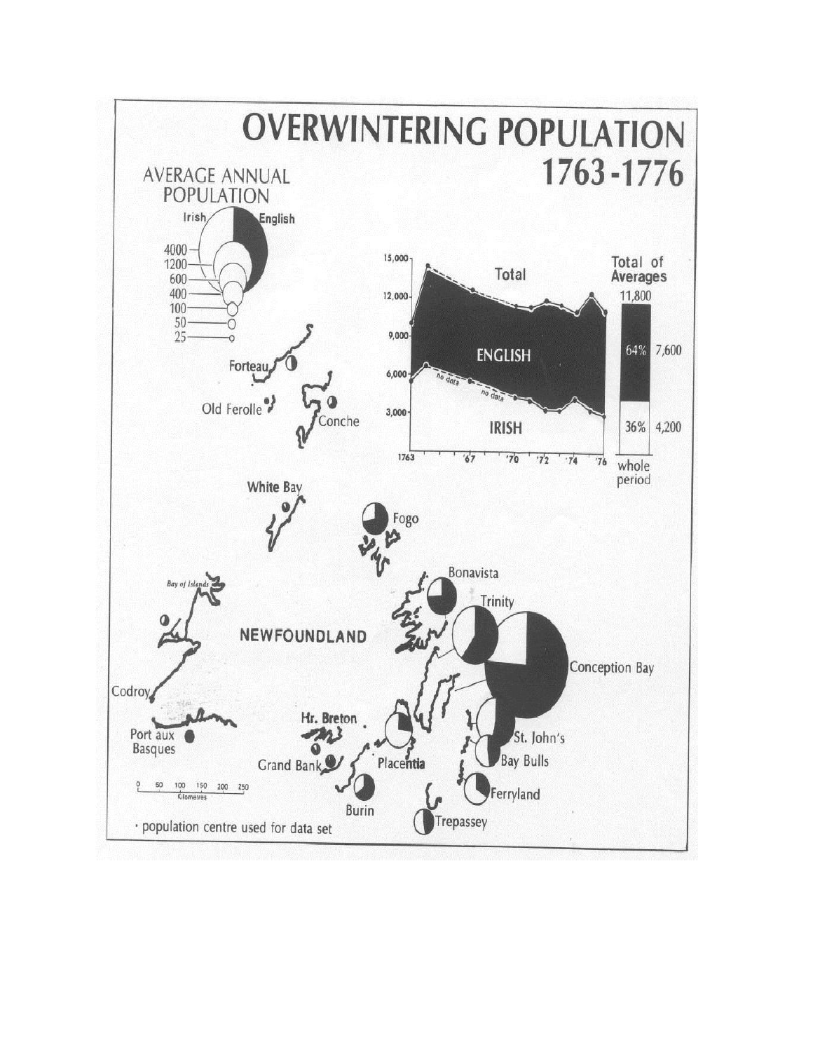# OVERWINTERING POPULATION 1763-1776

AVERAGE ANNUAL POPULATION

Irish | English

4000 — 1200 — 600 — 400 — 100 — 50 — 25

Total

ENGLISH

IRISH

no data

no data

15,000 — 12,000 — 9,000 — 6,000 — 3,000

1763 '67 '70 '72 '74 '76

Total of Averages

11,800

64% 7,600

36% 4,200

whole period

Forteau

Old Ferolle

Conche

White Bay

Fogo

Bay of Islands

NEWFOUNDLAND

Bonavista

Trinity

Conception Bay

Codroy

Port aux Basques

Hr. Breton

Grand Bank

Placentia

St. John's

Bay Bulls

Ferryland

Burin

Trepassey

0 50 100 150 200 250 Kilometres

· population centre used for data set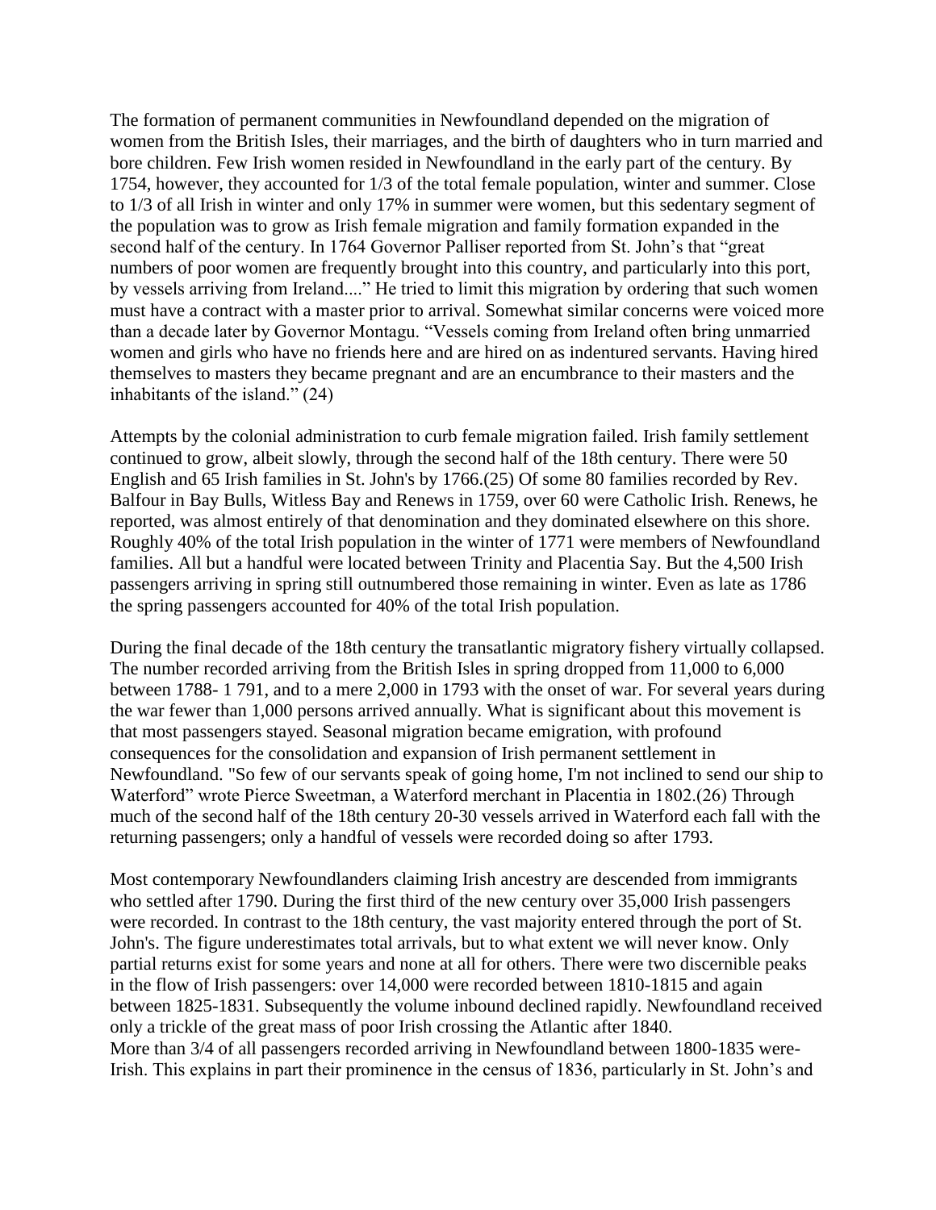The formation of permanent communities in Newfoundland depended on the migration of women from the British Isles, their marriages, and the birth of daughters who in turn married and bore children. Few Irish women resided in Newfoundland in the early part of the century. By 1754, however, they accounted for 1/3 of the total female population, winter and summer. Close to 1/3 of all Irish in winter and only 17% in summer were women, but this sedentary segment of the population was to grow as Irish female migration and family formation expanded in the second half of the century. In 1764 Governor Palliser reported from St. John's that "great numbers of poor women are frequently brought into this country, and particularly into this port, by vessels arriving from Ireland...." He tried to limit this migration by ordering that such women must have a contract with a master prior to arrival. Somewhat similar concerns were voiced more than a decade later by Governor Montagu. "Vessels coming from Ireland often bring unmarried women and girls who have no friends here and are hired on as indentured servants. Having hired themselves to masters they became pregnant and are an encumbrance to their masters and the inhabitants of the island." (24)

Attempts by the colonial administration to curb female migration failed. Irish family settlement continued to grow, albeit slowly, through the second half of the 18th century. There were 50 English and 65 Irish families in St. John's by 1766.(25) Of some 80 families recorded by Rev. Balfour in Bay Bulls, Witless Bay and Renews in 1759, over 60 were Catholic Irish. Renews, he reported, was almost entirely of that denomination and they dominated elsewhere on this shore. Roughly 40% of the total Irish population in the winter of 1771 were members of Newfoundland families. All but a handful were located between Trinity and Placentia Say. But the 4,500 Irish passengers arriving in spring still outnumbered those remaining in winter. Even as late as 1786 the spring passengers accounted for 40% of the total Irish population.

During the final decade of the 18th century the transatlantic migratory fishery virtually collapsed. The number recorded arriving from the British Isles in spring dropped from 11,000 to 6,000 between 1788- 1 791, and to a mere 2,000 in 1793 with the onset of war. For several years during the war fewer than 1,000 persons arrived annually. What is significant about this movement is that most passengers stayed. Seasonal migration became emigration, with profound consequences for the consolidation and expansion of Irish permanent settlement in Newfoundland. "So few of our servants speak of going home, I'm not inclined to send our ship to Waterford" wrote Pierce Sweetman, a Waterford merchant in Placentia in 1802.(26) Through much of the second half of the 18th century 20-30 vessels arrived in Waterford each fall with the returning passengers; only a handful of vessels were recorded doing so after 1793.

Most contemporary Newfoundlanders claiming Irish ancestry are descended from immigrants who settled after 1790. During the first third of the new century over 35,000 Irish passengers were recorded. In contrast to the 18th century, the vast majority entered through the port of St. John's. The figure underestimates total arrivals, but to what extent we will never know. Only partial returns exist for some years and none at all for others. There were two discernible peaks in the flow of Irish passengers: over 14,000 were recorded between 1810-1815 and again between 1825-1831. Subsequently the volume inbound declined rapidly. Newfoundland received only a trickle of the great mass of poor Irish crossing the Atlantic after 1840.
More than 3/4 of all passengers recorded arriving in Newfoundland between 1800-1835 were-Irish. This explains in part their prominence in the census of 1836, particularly in St. John's and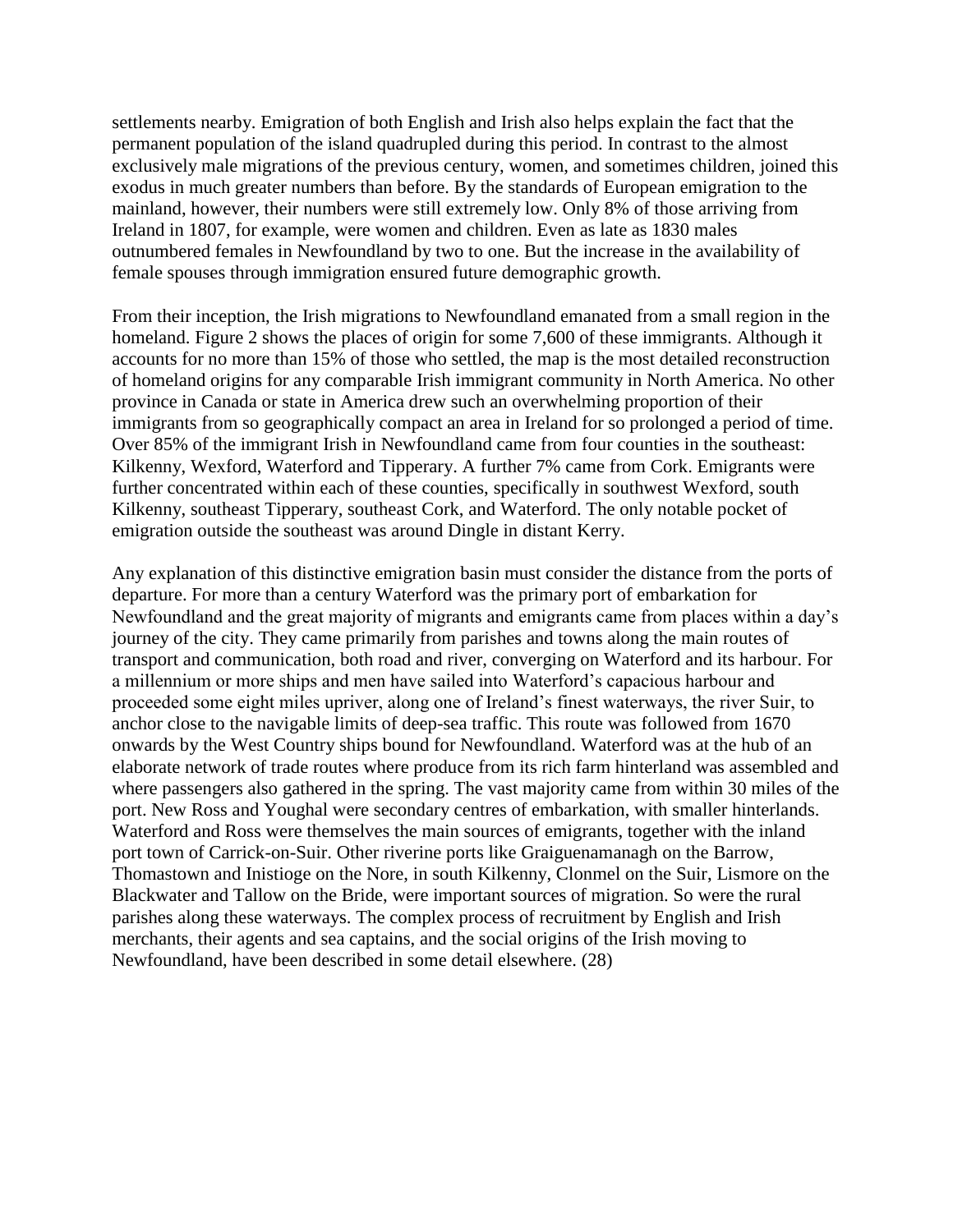settlements nearby. Emigration of both English and Irish also helps explain the fact that the permanent population of the island quadrupled during this period. In contrast to the almost exclusively male migrations of the previous century, women, and sometimes children, joined this exodus in much greater numbers than before. By the standards of European emigration to the mainland, however, their numbers were still extremely low. Only 8% of those arriving from Ireland in 1807, for example, were women and children. Even as late as 1830 males outnumbered females in Newfoundland by two to one. But the increase in the availability of female spouses through immigration ensured future demographic growth.

From their inception, the Irish migrations to Newfoundland emanated from a small region in the homeland. Figure 2 shows the places of origin for some 7,600 of these immigrants. Although it accounts for no more than 15% of those who settled, the map is the most detailed reconstruction of homeland origins for any comparable Irish immigrant community in North America. No other province in Canada or state in America drew such an overwhelming proportion of their immigrants from so geographically compact an area in Ireland for so prolonged a period of time. Over 85% of the immigrant Irish in Newfoundland came from four counties in the southeast: Kilkenny, Wexford, Waterford and Tipperary. A further 7% came from Cork. Emigrants were further concentrated within each of these counties, specifically in southwest Wexford, south Kilkenny, southeast Tipperary, southeast Cork, and Waterford. The only notable pocket of emigration outside the southeast was around Dingle in distant Kerry.

Any explanation of this distinctive emigration basin must consider the distance from the ports of departure. For more than a century Waterford was the primary port of embarkation for Newfoundland and the great majority of migrants and emigrants came from places within a day's journey of the city. They came primarily from parishes and towns along the main routes of transport and communication, both road and river, converging on Waterford and its harbour. For a millennium or more ships and men have sailed into Waterford's capacious harbour and proceeded some eight miles upriver, along one of Ireland's finest waterways, the river Suir, to anchor close to the navigable limits of deep-sea traffic. This route was followed from 1670 onwards by the West Country ships bound for Newfoundland. Waterford was at the hub of an elaborate network of trade routes where produce from its rich farm hinterland was assembled and where passengers also gathered in the spring. The vast majority came from within 30 miles of the port. New Ross and Youghal were secondary centres of embarkation, with smaller hinterlands. Waterford and Ross were themselves the main sources of emigrants, together with the inland port town of Carrick-on-Suir. Other riverine ports like Graiguenamanagh on the Barrow, Thomastown and Inistioge on the Nore, in south Kilkenny, Clonmel on the Suir, Lismore on the Blackwater and Tallow on the Bride, were important sources of migration. So were the rural parishes along these waterways. The complex process of recruitment by English and Irish merchants, their agents and sea captains, and the social origins of the Irish moving to Newfoundland, have been described in some detail elsewhere. (28)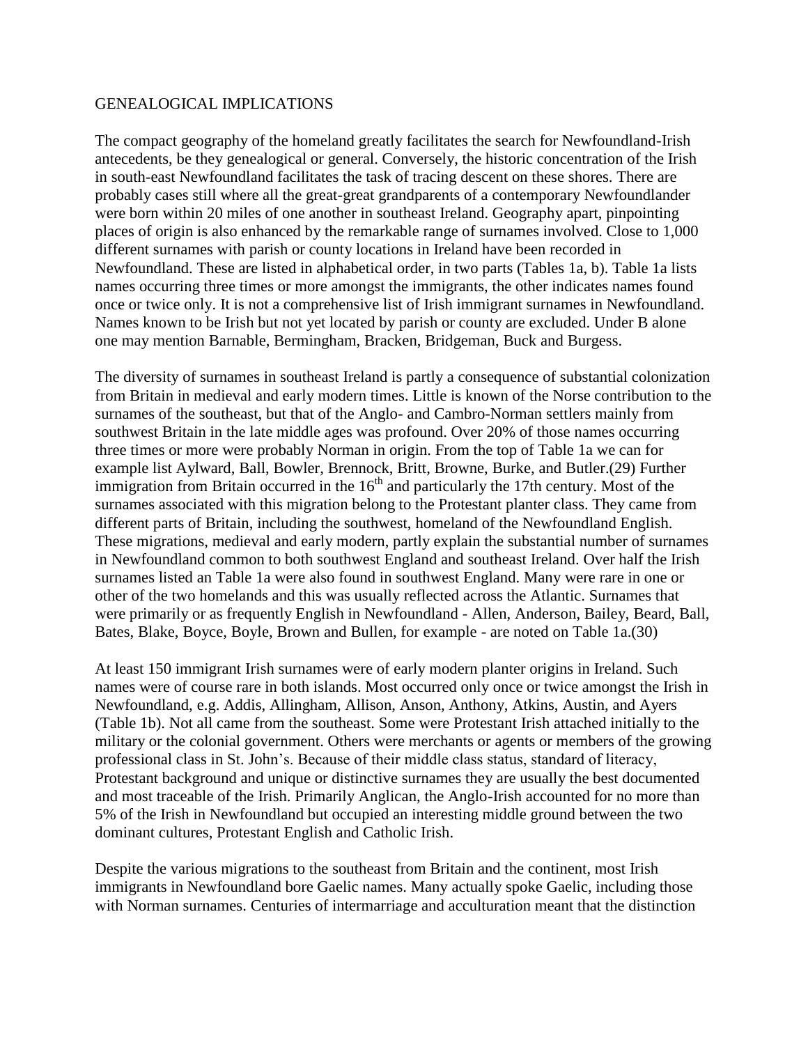## GENEALOGICAL IMPLICATIONS

The compact geography of the homeland greatly facilitates the search for Newfoundland-Irish antecedents, be they genealogical or general. Conversely, the historic concentration of the Irish in south-east Newfoundland facilitates the task of tracing descent on these shores. There are probably cases still where all the great-great grandparents of a contemporary Newfoundlander were born within 20 miles of one another in southeast Ireland. Geography apart, pinpointing places of origin is also enhanced by the remarkable range of surnames involved. Close to 1,000 different surnames with parish or county locations in Ireland have been recorded in Newfoundland. These are listed in alphabetical order, in two parts (Tables 1a, b). Table 1a lists names occurring three times or more amongst the immigrants, the other indicates names found once or twice only. It is not a comprehensive list of Irish immigrant surnames in Newfoundland. Names known to be Irish but not yet located by parish or county are excluded. Under B alone one may mention Barnable, Bermingham, Bracken, Bridgeman, Buck and Burgess.

The diversity of surnames in southeast Ireland is partly a consequence of substantial colonization from Britain in medieval and early modern times. Little is known of the Norse contribution to the surnames of the southeast, but that of the Anglo- and Cambro-Norman settlers mainly from southwest Britain in the late middle ages was profound. Over 20% of those names occurring three times or more were probably Norman in origin. From the top of Table 1a we can for example list Aylward, Ball, Bowler, Brennock, Britt, Browne, Burke, and Butler.(29) Further immigration from Britain occurred in the 16th and particularly the 17th century. Most of the surnames associated with this migration belong to the Protestant planter class. They came from different parts of Britain, including the southwest, homeland of the Newfoundland English. These migrations, medieval and early modern, partly explain the substantial number of surnames in Newfoundland common to both southwest England and southeast Ireland. Over half the Irish surnames listed an Table 1a were also found in southwest England. Many were rare in one or other of the two homelands and this was usually reflected across the Atlantic. Surnames that were primarily or as frequently English in Newfoundland - Allen, Anderson, Bailey, Beard, Ball, Bates, Blake, Boyce, Boyle, Brown and Bullen, for example - are noted on Table 1a.(30)

At least 150 immigrant Irish surnames were of early modern planter origins in Ireland. Such names were of course rare in both islands. Most occurred only once or twice amongst the Irish in Newfoundland, e.g. Addis, Allingham, Allison, Anson, Anthony, Atkins, Austin, and Ayers (Table 1b). Not all came from the southeast. Some were Protestant Irish attached initially to the military or the colonial government. Others were merchants or agents or members of the growing professional class in St. John's. Because of their middle class status, standard of literacy, Protestant background and unique or distinctive surnames they are usually the best documented and most traceable of the Irish. Primarily Anglican, the Anglo-Irish accounted for no more than 5% of the Irish in Newfoundland but occupied an interesting middle ground between the two dominant cultures, Protestant English and Catholic Irish.

Despite the various migrations to the southeast from Britain and the continent, most Irish immigrants in Newfoundland bore Gaelic names. Many actually spoke Gaelic, including those with Norman surnames. Centuries of intermarriage and acculturation meant that the distinction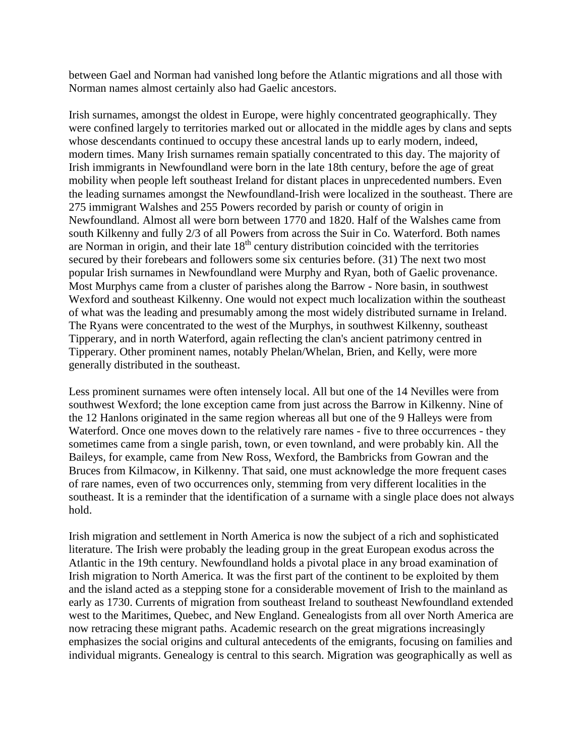between Gael and Norman had vanished long before the Atlantic migrations and all those with Norman names almost certainly also had Gaelic ancestors.

Irish surnames, amongst the oldest in Europe, were highly concentrated geographically. They were confined largely to territories marked out or allocated in the middle ages by clans and septs whose descendants continued to occupy these ancestral lands up to early modern, indeed, modern times. Many Irish surnames remain spatially concentrated to this day. The majority of Irish immigrants in Newfoundland were born in the late 18th century, before the age of great mobility when people left southeast Ireland for distant places in unprecedented numbers. Even the leading surnames amongst the Newfoundland-Irish were localized in the southeast. There are 275 immigrant Walshes and 255 Powers recorded by parish or county of origin in Newfoundland. Almost all were born between 1770 and 1820. Half of the Walshes came from south Kilkenny and fully 2/3 of all Powers from across the Suir in Co. Waterford. Both names are Norman in origin, and their late 18th century distribution coincided with the territories secured by their forebears and followers some six centuries before. (31) The next two most popular Irish surnames in Newfoundland were Murphy and Ryan, both of Gaelic provenance. Most Murphys came from a cluster of parishes along the Barrow - Nore basin, in southwest Wexford and southeast Kilkenny. One would not expect much localization within the southeast of what was the leading and presumably among the most widely distributed surname in Ireland. The Ryans were concentrated to the west of the Murphys, in southwest Kilkenny, southeast Tipperary, and in north Waterford, again reflecting the clan's ancient patrimony centred in Tipperary. Other prominent names, notably Phelan/Whelan, Brien, and Kelly, were more generally distributed in the southeast.

Less prominent surnames were often intensely local. All but one of the 14 Nevilles were from southwest Wexford; the lone exception came from just across the Barrow in Kilkenny. Nine of the 12 Hanlons originated in the same region whereas all but one of the 9 Halleys were from Waterford. Once one moves down to the relatively rare names - five to three occurrences - they sometimes came from a single parish, town, or even townland, and were probably kin. All the Baileys, for example, came from New Ross, Wexford, the Bambricks from Gowran and the Bruces from Kilmacow, in Kilkenny. That said, one must acknowledge the more frequent cases of rare names, even of two occurrences only, stemming from very different localities in the southeast. It is a reminder that the identification of a surname with a single place does not always hold.

Irish migration and settlement in North America is now the subject of a rich and sophisticated literature. The Irish were probably the leading group in the great European exodus across the Atlantic in the 19th century. Newfoundland holds a pivotal place in any broad examination of Irish migration to North America. It was the first part of the continent to be exploited by them and the island acted as a stepping stone for a considerable movement of Irish to the mainland as early as 1730. Currents of migration from southeast Ireland to southeast Newfoundland extended west to the Maritimes, Quebec, and New England. Genealogists from all over North America are now retracing these migrant paths. Academic research on the great migrations increasingly emphasizes the social origins and cultural antecedents of the emigrants, focusing on families and individual migrants. Genealogy is central to this search. Migration was geographically as well as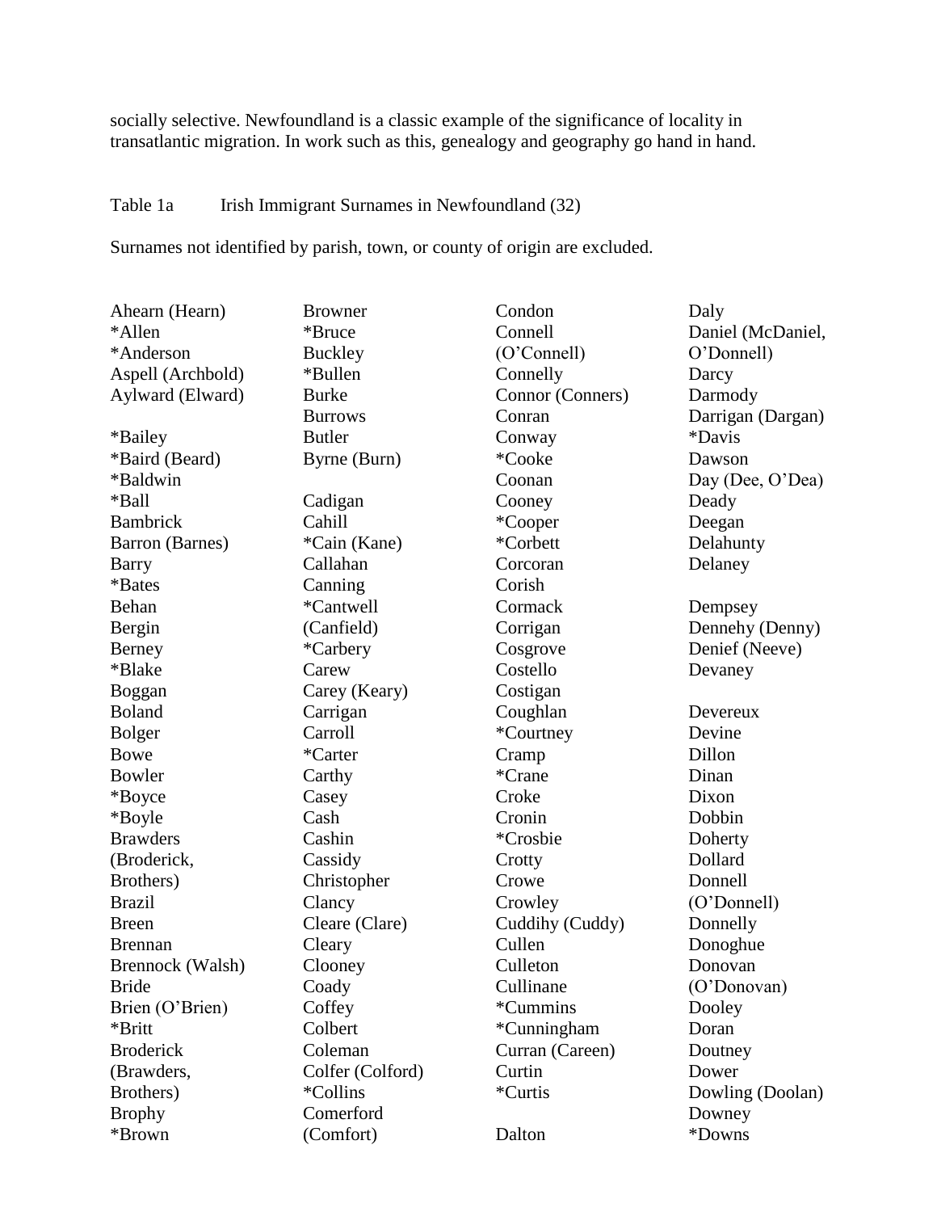socially selective. Newfoundland is a classic example of the significance of locality in transatlantic migration. In work such as this, genealogy and geography go hand in hand.

Table 1a Irish Immigrant Surnames in Newfoundland (32)

Surnames not identified by parish, town, or county of origin are excluded.

Ahearn (Hearn)
*Allen
*Anderson
Aspell (Archbold)
Aylward (Elward)

*Bailey
*Baird (Beard)
*Baldwin
*Ball
Bambrick
Barron (Barnes)
Barry
*Bates
Behan
Bergin
Berney
*Blake
Boggan
Boland
Bolger
Bowe
Bowler
*Boyce
*Boyle
Brawders (Broderick, Brothers)
Brazil
Breen
Brennan
Brennock (Walsh)
Bride
Brien (O'Brien)
*Britt
Broderick (Brawders, Brothers)
Brophy
*Brown
Browner
*Bruce
Buckley
*Bullen
Burke
Burrows
Butler
Byrne (Burn)

Cadigan
Cahill
*Cain (Kane)
Callahan
Canning
*Cantwell (Canfield)
*Carbery
Carew
Carey (Keary)
Carrigan
Carroll
*Carter
Carthy
Casey
Cash
Cashin
Cassidy
Christopher
Clancy
Cleare (Clare)
Cleary
Clooney
Coady
Coffey
Colbert
Coleman
Colfer (Colford)
*Collins
Comerford (Comfort)
Condon
Connell (O'Connell)
Connelly
Connor (Conners)
Conran
Conway
*Cooke
Coonan
Cooney
*Cooper
*Corbett
Corcoran
Corish
Cormack
Corrigan
Cosgrove
Costello
Costigan
Coughlan
*Courtney
Cramp
*Crane
Croke
Cronin
*Crosbie
Crotty
Crowe
Crowley
Cuddihy (Cuddy)
Cullen
Culleton
Cullinane
*Cummins
*Cunningham
Curran (Careen)
Curtin
*Curtis

Dalton
Daly
Daniel (McDaniel, O'Donnell)
Darcy
Darmody
Darrigan (Dargan)
*Davis
Dawson
Day (Dee, O'Dea)
Deady
Deegan
Delahunty
Delaney

Dempsey
Dennehy (Denny)
Denief (Neeve)
Devaney

Devereux
Devine
Dillon
Dinan
Dixon
Dobbin
Doherty
Dollard
Donnell (O'Donnell)
Donnelly
Donoghue
Donovan (O'Donovan)
Dooley
Doran
Doutney
Dower
Dowling (Doolan)
Downey
*Downs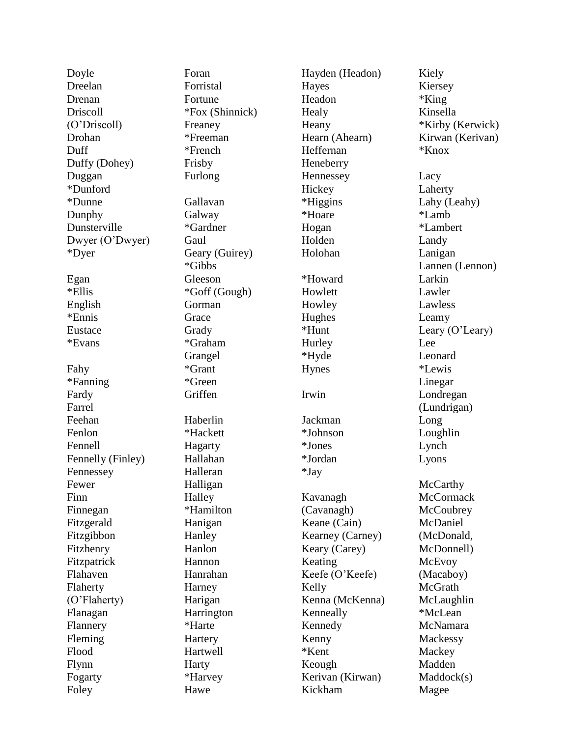Doyle
Dreelan
Drenan
Driscoll
(O'Driscoll)
Drohan
Duff
Duffy (Dohey)
Duggan
*Dunford
*Dunne
Dunphy
Dunsterville
Dwyer (O'Dwyer)
*Dyer

Egan
*Ellis
English
*Ennis
Eustace
*Evans

Fahy
*Fanning
Fardy
Farrel
Feehan
Fenlon
Fennell
Fennelly (Finley)
Fennessey
Fewer
Finn
Finnegan
Fitzgerald
Fitzgibbon
Fitzhenry
Fitzpatrick
Flahaven
Flaherty
(O'Flaherty)
Flanagan
Flannery
Fleming
Flood
Flynn
Fogarty
Foley
Foran
Forristal
Fortune
*Fox (Shinnick)
Freaney
*Freeman
*French
Frisby
Furlong

Gallavan
Galway
*Gardner
Gaul
Geary (Guirey)
*Gibbs
Gleeson
*Goff (Gough)
Gorman
Grace
Grady
*Graham
Grangel
*Grant
*Green
Griffen

Haberlin
*Hackett
Hagarty
Hallahan
Halleran
Halligan
Halley
*Hamilton
Hanigan
Hanley
Hanlon
Hannon
Hanrahan
Harney
Harigan
Harrington
*Harte
Hartery
Hartwell
Harty
*Harvey
Hawe
Hayden (Headon)
Hayes
Headon
Healy
Heany
Hearn (Ahearn)
Heffernan
Heneberry
Hennessey
Hickey
*Higgins
*Hoare
Hogan
Holden
Holohan

*Howard
Howlett
Howley
Hughes
*Hunt
Hurley
*Hyde
Hynes

Irwin

Jackman
*Johnson
*Jones
*Jordan
*Jay

Kavanagh
(Cavanagh)
Keane (Cain)
Kearney (Carney)
Keary (Carey)
Keating
Keefe (O'Keefe)
Kelly
Kenna (McKenna)
Kenneally
Kennedy
Kenny
*Kent
Keough
Kerivan (Kirwan)
Kickham
Kiely
Kiersey
*King
Kinsella
*Kirby (Kerwick)
Kirwan (Kerivan)
*Knox

Lacy
Laherty
Lahy (Leahy)
*Lamb
*Lambert
Landy
Lanigan
Lannen (Lennon)
Larkin
Lawler
Lawless
Leamy
Leary (O'Leary)
Lee
Leonard
*Lewis
Linegar
Londregan
(Lundrigan)
Long
Loughlin
Lynch
Lyons

McCarthy
McCormack
McCoubrey
McDaniel
(McDonald,
McDonnell)
McEvoy
(Macaboy)
McGrath
McLaughlin
*McLean
McNamara
Mackessy
Mackey
Madden
Maddock(s)
Magee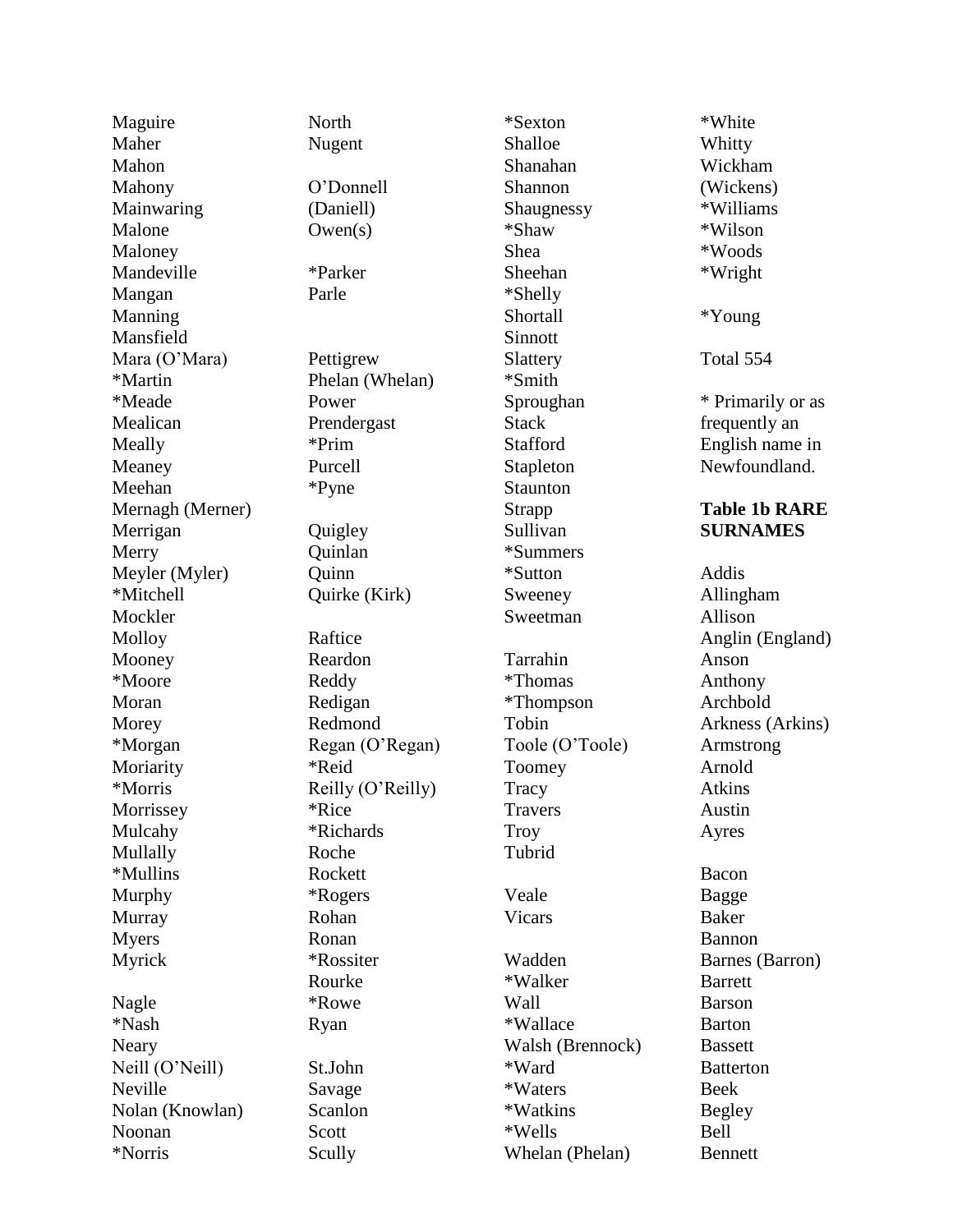Maguire
Maher
Mahon
Mahony
Mainwaring
Malone
Maloney
Mandeville
Mangan
Manning
Mansfield
Mara (O'Mara)
*Martin
*Meade
Mealican
Meally
Meaney
Meehan
Mernagh (Merner)
Merrigan
Merry
Meyler (Myler)
*Mitchell
Mockler
Molloy
Mooney
*Moore
Moran
Morey
*Morgan
Moriarity
*Morris
Morrissey
Mulcahy
Mullally
*Mullins
Murphy
Murray
Myers
Myrick

Nagle
*Nash
Neary
Neill (O'Neill)
Neville
Nolan (Knowlan)
Noonan
*Norris
North
Nugent

O'Donnell
(Daniell)
Owen(s)

*Parker
Parle

Pettigrew
Phelan (Whelan)
Power
Prendergast
*Prim
Purcell
*Pyne

Quigley
Quinlan
Quinn
Quirke (Kirk)

Raftice
Reardon
Reddy
Redigan
Redmond
Regan (O'Regan)
*Reid
Reilly (O'Reilly)
*Rice
*Richards
Roche
Rockett
*Rogers
Rohan
Ronan
*Rossiter
Rourke
*Rowe
Ryan

St.John
Savage
Scanlon
Scott
Scully

*Sexton
Shalloe
Shanahan
Shannon
Shaugnessy
*Shaw
Shea
Sheehan
*Shelly
Shortall
Sinnott
Slattery
*Smith
Sproughan
Stack
Stafford
Stapleton
Staunton
Strapp
Sullivan
*Summers
*Sutton
Sweeney
Sweetman

Tarrahin
*Thomas
*Thompson
Tobin
Toole (O'Toole)
Toomey
Tracy
Travers
Troy
Tubrid

Veale
Vicars

Wadden
*Walker
Wall
*Wallace
Walsh (Brennock)
*Ward
*Waters
*Watkins
*Wells
Whelan (Phelan)
*White
Whitty
Wickham
(Wickens)
*Williams
*Wilson
*Woods
*Wright

*Young

Total 554

* Primarily or as frequently an English name in Newfoundland.

**Table 1b RARE SURNAMES**

Addis
Allingham
Allison
Anglin (England)
Anson
Anthony
Archbold
Arkness (Arkins)
Armstrong
Arnold
Atkins
Austin
Ayres

Bacon
Bagge
Baker
Bannon
Barnes (Barron)
Barrett
Barson
Barton
Bassett
Batterton
Beek
Begley
Bell
Bennett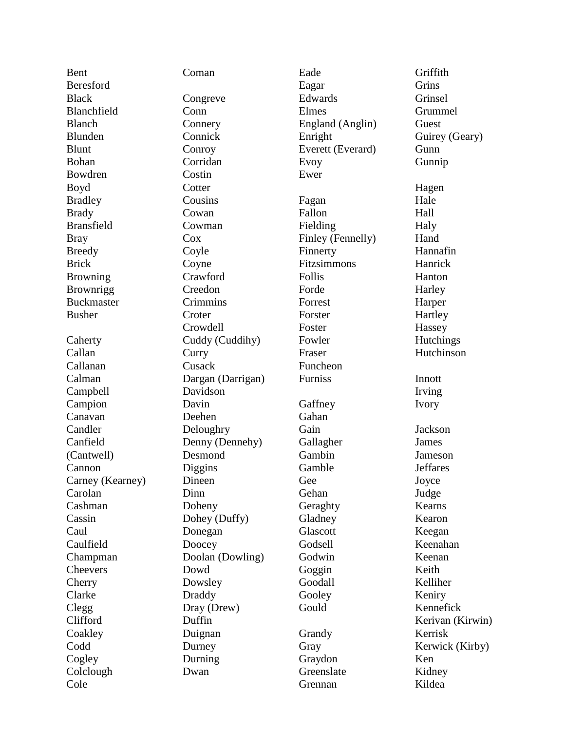Bent
Beresford
Black
Blanchfield
Blanch
Blunden
Blunt
Bohan
Bowdren
Boyd
Bradley
Brady
Bransfield
Bray
Breedy
Brick
Browning
Brownrigg
Buckmaster
Busher

Caherty
Callan
Callanan
Calman
Campbell
Campion
Canavan
Candler
Canfield
(Cantwell)
Cannon
Carney (Kearney)
Carolan
Cashman
Cassin
Caul
Caulfield
Champman
Cheevers
Cherry
Clarke
Clegg
Clifford
Coakley
Codd
Cogley
Colclough
Cole

Coman

Congreve
Conn
Connery
Connick
Conroy
Corridan
Costin
Cotter
Cousins
Cowan
Cowman
Cox
Coyle
Coyne
Crawford
Creedon
Crimmins
Croter
Crowdell
Cuddy (Cuddihy)
Curry
Cusack
Dargan (Darrigan)
Davidson
Davin
Deehen
Deloughry
Denny (Dennehy)
Desmond
Diggins
Dineen
Dinn
Doheny
Dohey (Duffy)
Donegan
Doocey
Doolan (Dowling)
Dowd
Dowsley
Draddy
Dray (Drew)
Duffin
Duignan
Durney
Durning
Dwan

Eade
Eagar
Edwards
Elmes
England (Anglin)
Enright
Everett (Everard)
Evoy
Ewer

Fagan
Fallon
Fielding
Finley (Fennelly)
Finnerty
Fitzsimmons
Follis
Forde
Forrest
Forster
Foster
Fowler
Fraser
Funcheon
Furniss

Gaffney
Gahan
Gain
Gallagher
Gambin
Gamble
Gee
Gehan
Geraghty
Gladney
Glascott
Godsell
Godwin
Goggin
Goodall
Gooley
Gould

Grandy
Gray
Graydon
Greenslate
Grennan

Griffith
Grins
Grinsel
Grummel
Guest
Guirey (Geary)
Gunn
Gunnip

Hagen
Hale
Hall
Haly
Hand
Hannafin
Hanrick
Hanton
Harley
Harper
Hartley
Hassey
Hutchings
Hutchinson

Innott
Irving
Ivory

Jackson
James
Jameson
Jeffares
Joyce
Judge
Kearns
Kearon
Keegan
Keenahan
Keenan
Keith
Kelliher
Keniry
Kennefick
Kerivan (Kirwin)
Kerrisk
Kerwick (Kirby)
Ken
Kidney
Kildea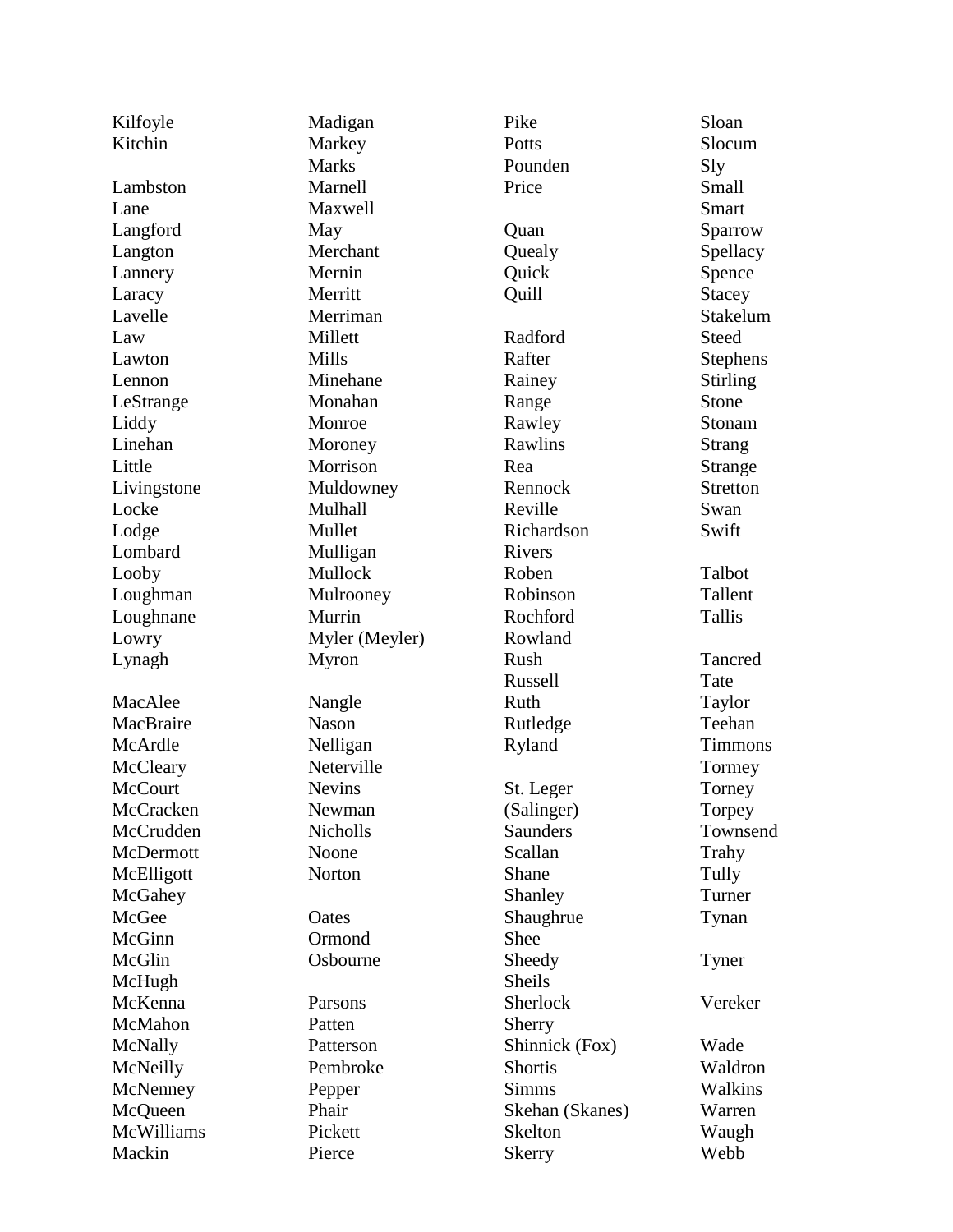Kilfoyle
Kitchin

Lambston
Lane
Langford
Langton
Lannery
Laracy
Lavelle
Law
Lawton
Lennon
LeStrange
Liddy
Linehan
Little
Livingstone
Locke
Lodge
Lombard
Looby
Loughman
Loughnane
Lowry
Lynagh

MacAlee
MacBraire
McArdle
McCleary
McCourt
McCracken
McCrudden
McDermott
McElligott
McGahey
McGee
McGinn
McGlin
McHugh
McKenna
McMahon
McNally
McNeilly
McNenney
McQueen
McWilliams
Mackin

Madigan
Markey
Marks
Marnell
Maxwell
May
Merchant
Mernin
Merritt
Merriman
Millett
Mills
Minehane
Monahan
Monroe
Moroney
Morrison
Muldowney
Mulhall
Mullet
Mulligan
Mullock
Mulrooney
Murrin
Myler (Meyler)
Myron

Nangle
Nason
Nelligan
Neterville
Nevins
Newman
Nicholls
Noone
Norton

Oates
Ormond
Osbourne

Parsons
Patten
Patterson
Pembroke
Pepper
Phair
Pickett
Pierce

Pike
Potts
Pounden
Price

Quan
Quealy
Quick
Quill

Radford
Rafter
Rainey
Range
Rawley
Rawlins
Rea
Rennock
Reville
Richardson
Rivers
Roben
Robinson
Rochford
Rowland
Rush
Russell
Ruth
Rutledge
Ryland

St. Leger
(Salinger)
Saunders
Scallan
Shane
Shanley
Shaughrue
Shee
Sheedy
Sheils
Sherlock
Sherry
Shinnick (Fox)
Shortis
Simms
Skehan (Skanes)
Skelton
Skerry

Sloan
Slocum
Sly
Small
Smart
Sparrow
Spellacy
Spence
Stacey
Stakelum
Steed
Stephens
Stirling
Stone
Stonam
Strang
Strange
Stretton
Swan
Swift

Talbot
Tallent
Tallis

Tancred
Tate
Taylor
Teehan
Timmons
Tormey
Torney
Torpey
Townsend
Trahy
Tully
Turner
Tynan

Tyner

Vereker

Wade
Waldron
Walkins
Warren
Waugh
Webb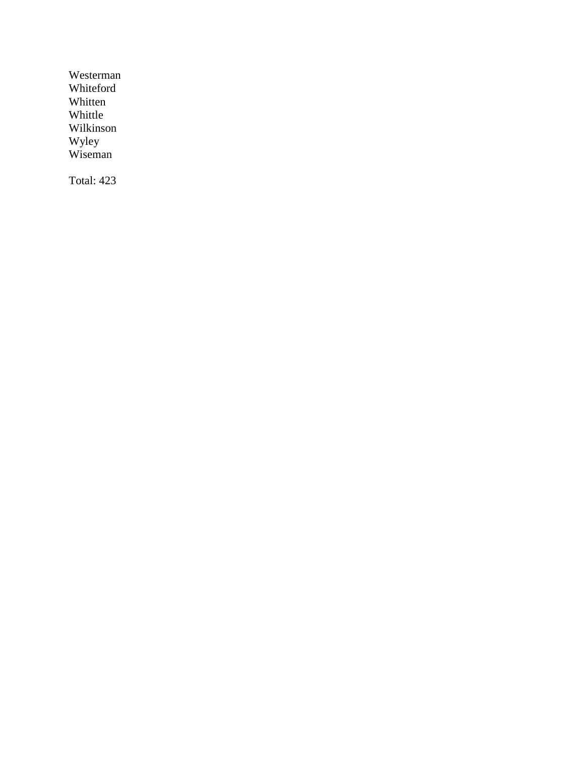Westerman
Whiteford
Whitten
Whittle
Wilkinson
Wyley
Wiseman

Total: 423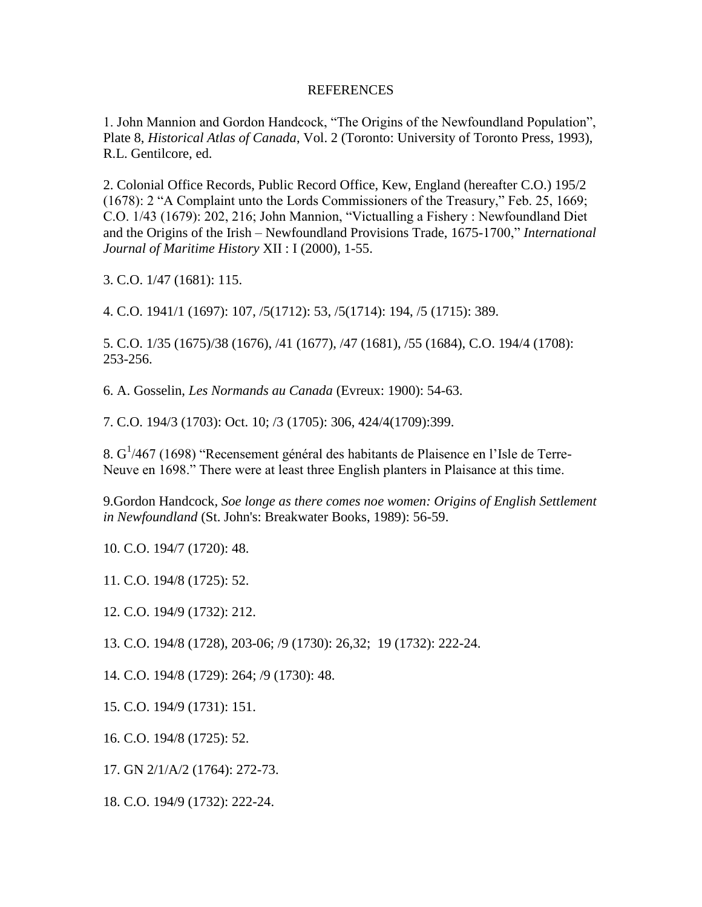# REFERENCES

1. John Mannion and Gordon Handcock, “The Origins of the Newfoundland Population”, Plate 8, *Historical Atlas of Canada*, Vol. 2 (Toronto: University of Toronto Press, 1993), R.L. Gentilcore, ed.

2. Colonial Office Records, Public Record Office, Kew, England (hereafter C.O.) 195/2 (1678): 2 “A Complaint unto the Lords Commissioners of the Treasury,” Feb. 25, 1669; C.O. 1/43 (1679): 202, 216; John Mannion, “Victualling a Fishery : Newfoundland Diet and the Origins of the Irish – Newfoundland Provisions Trade, 1675-1700,” *International Journal of Maritime History* XII : I (2000), 1-55.

3. C.O. 1/47 (1681): 115.

4. C.O. 1941/1 (1697): 107, /5(1712): 53, /5(1714): 194, /5 (1715): 389.

5. C.O. 1/35 (1675)/38 (1676), /41 (1677), /47 (1681), /55 (1684), C.O. 194/4 (1708): 253-256.

6. A. Gosselin, *Les Normands au Canada* (Evreux: 1900): 54-63.

7. C.O. 194/3 (1703): Oct. 10; /3 (1705): 306, 424/4(1709):399.

8. $G^1$/467 (1698) “Recensement général des habitants de Plaisence en l’Isle de Terre-Neuve en 1698.” There were at least three English planters in Plaisance at this time.

9.Gordon Handcock, *Soe longe as there comes noe women: Origins of English Settlement in Newfoundland* (St. John's: Breakwater Books, 1989): 56-59.

10. C.O. 194/7 (1720): 48.

11. C.O. 194/8 (1725): 52.

12. C.O. 194/9 (1732): 212.

13. C.O. 194/8 (1728), 203-06; /9 (1730): 26,32; 19 (1732): 222-24.

14. C.O. 194/8 (1729): 264; /9 (1730): 48.

15. C.O. 194/9 (1731): 151.

16. C.O. 194/8 (1725): 52.

17. GN 2/1/A/2 (1764): 272-73.

18. C.O. 194/9 (1732): 222-24.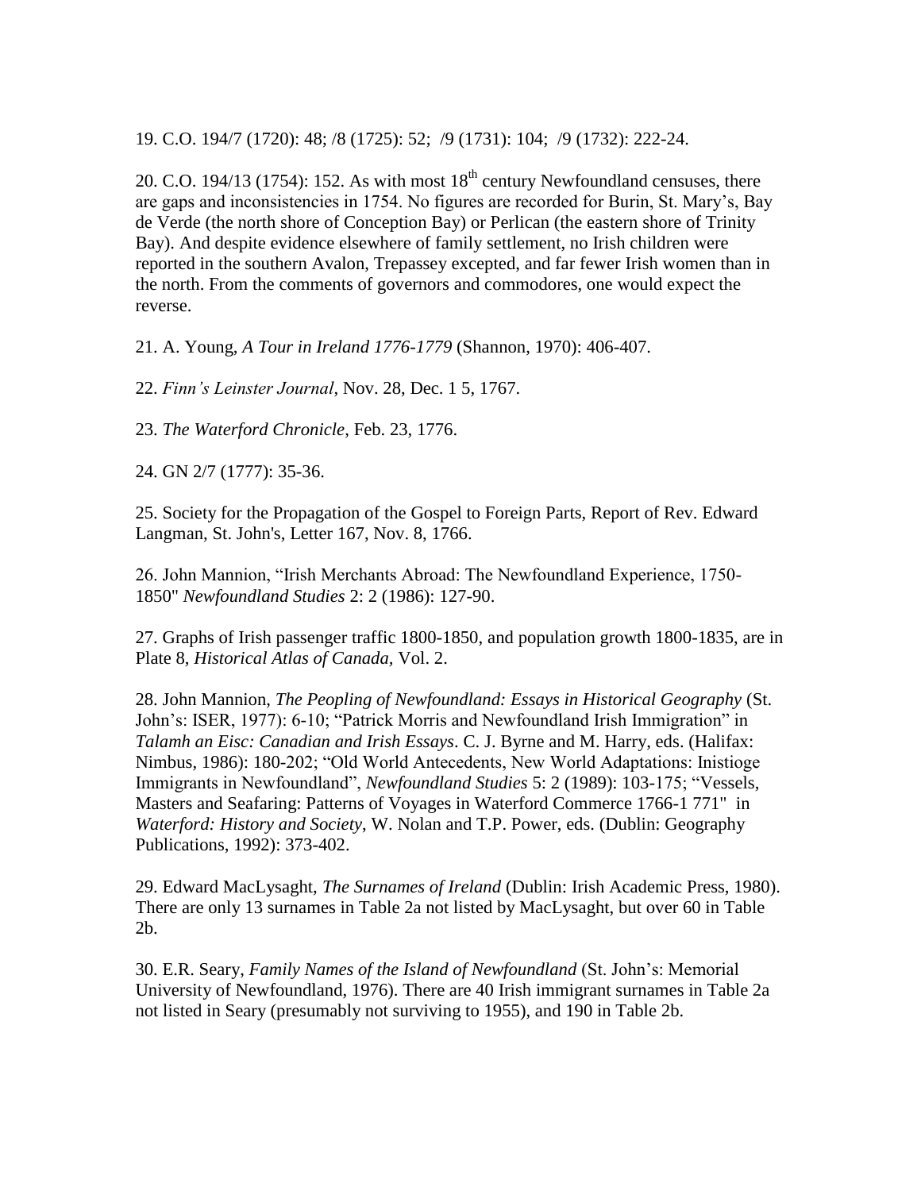19. C.O. 194/7 (1720): 48; /8 (1725): 52; /9 (1731): 104; /9 (1732): 222-24.

20. C.O. 194/13 (1754): 152. As with most 18th century Newfoundland censuses, there are gaps and inconsistencies in 1754. No figures are recorded for Burin, St. Mary's, Bay de Verde (the north shore of Conception Bay) or Perlican (the eastern shore of Trinity Bay). And despite evidence elsewhere of family settlement, no Irish children were reported in the southern Avalon, Trepassey excepted, and far fewer Irish women than in the north. From the comments of governors and commodores, one would expect the reverse.

21. A. Young, *A Tour in Ireland 1776-1779* (Shannon, 1970): 406-407.

22. *Finn's Leinster Journal*, Nov. 28, Dec. 1 5, 1767.

23. *The Waterford Chronicle*, Feb. 23, 1776.

24. GN 2/7 (1777): 35-36.

25. Society for the Propagation of the Gospel to Foreign Parts, Report of Rev. Edward Langman, St. John's, Letter 167, Nov. 8, 1766.

26. John Mannion, "Irish Merchants Abroad: The Newfoundland Experience, 1750-1850" *Newfoundland Studies* 2: 2 (1986): 127-90.

27. Graphs of Irish passenger traffic 1800-1850, and population growth 1800-1835, are in Plate 8, *Historical Atlas of Canada,* Vol. 2.

28. John Mannion, *The Peopling of Newfoundland: Essays in Historical Geography* (St. John's: ISER, 1977): 6-10; "Patrick Morris and Newfoundland Irish Immigration" in *Talamh an Eisc: Canadian and Irish Essays*. C. J. Byrne and M. Harry, eds. (Halifax: Nimbus, 1986): 180-202; "Old World Antecedents, New World Adaptations: Inistioge Immigrants in Newfoundland", *Newfoundland Studies* 5: 2 (1989): 103-175; "Vessels, Masters and Seafaring: Patterns of Voyages in Waterford Commerce 1766-1 771" in *Waterford: History and Society*, W. Nolan and T.P. Power, eds. (Dublin: Geography Publications, 1992): 373-402.

29. Edward MacLysaght, *The Surnames of Ireland* (Dublin: Irish Academic Press, 1980). There are only 13 surnames in Table 2a not listed by MacLysaght, but over 60 in Table 2b.

30. E.R. Seary, *Family Names of the Island of Newfoundland* (St. John's: Memorial University of Newfoundland, 1976). There are 40 Irish immigrant surnames in Table 2a not listed in Seary (presumably not surviving to 1955), and 190 in Table 2b.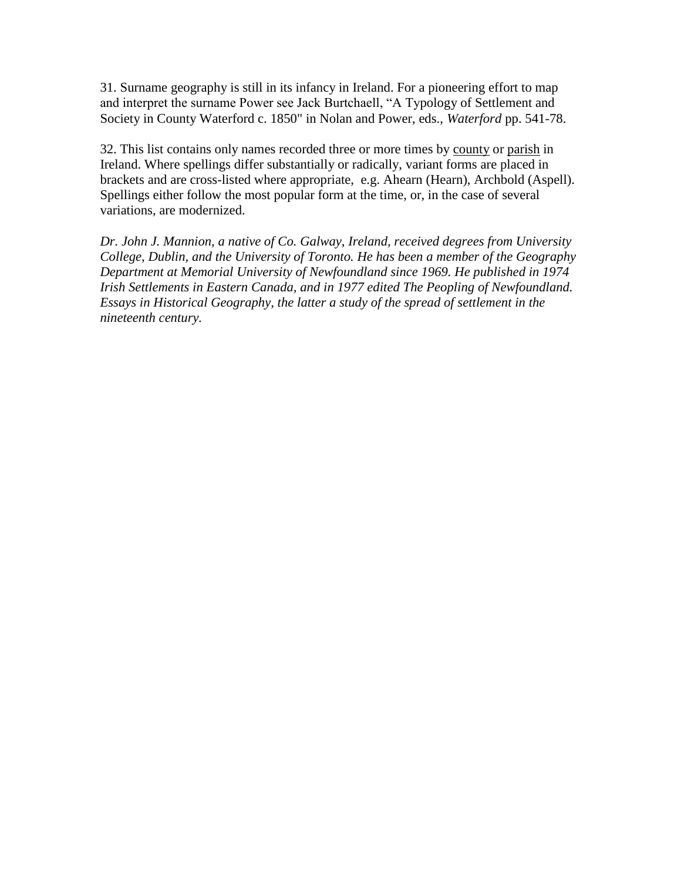31. Surname geography is still in its infancy in Ireland. For a pioneering effort to map and interpret the surname Power see Jack Burtchaell, "A Typology of Settlement and Society in County Waterford c. 1850" in Nolan and Power, eds., *Waterford* pp. 541-78.

32. This list contains only names recorded three or more times by <u>county</u> or <u>parish</u> in Ireland. Where spellings differ substantially or radically, variant forms are placed in brackets and are cross-listed where appropriate, e.g. Ahearn (Hearn), Archbold (Aspell). Spellings either follow the most popular form at the time, or, in the case of several variations, are modernized.

*Dr. John J. Mannion, a native of Co. Galway, Ireland, received degrees from University College, Dublin, and the University of Toronto. He has been a member of the Geography Department at Memorial University of Newfoundland since 1969. He published in 1974 Irish Settlements in Eastern Canada, and in 1977 edited The Peopling of Newfoundland. Essays in Historical Geography, the latter a study of the spread of settlement in the nineteenth century.*